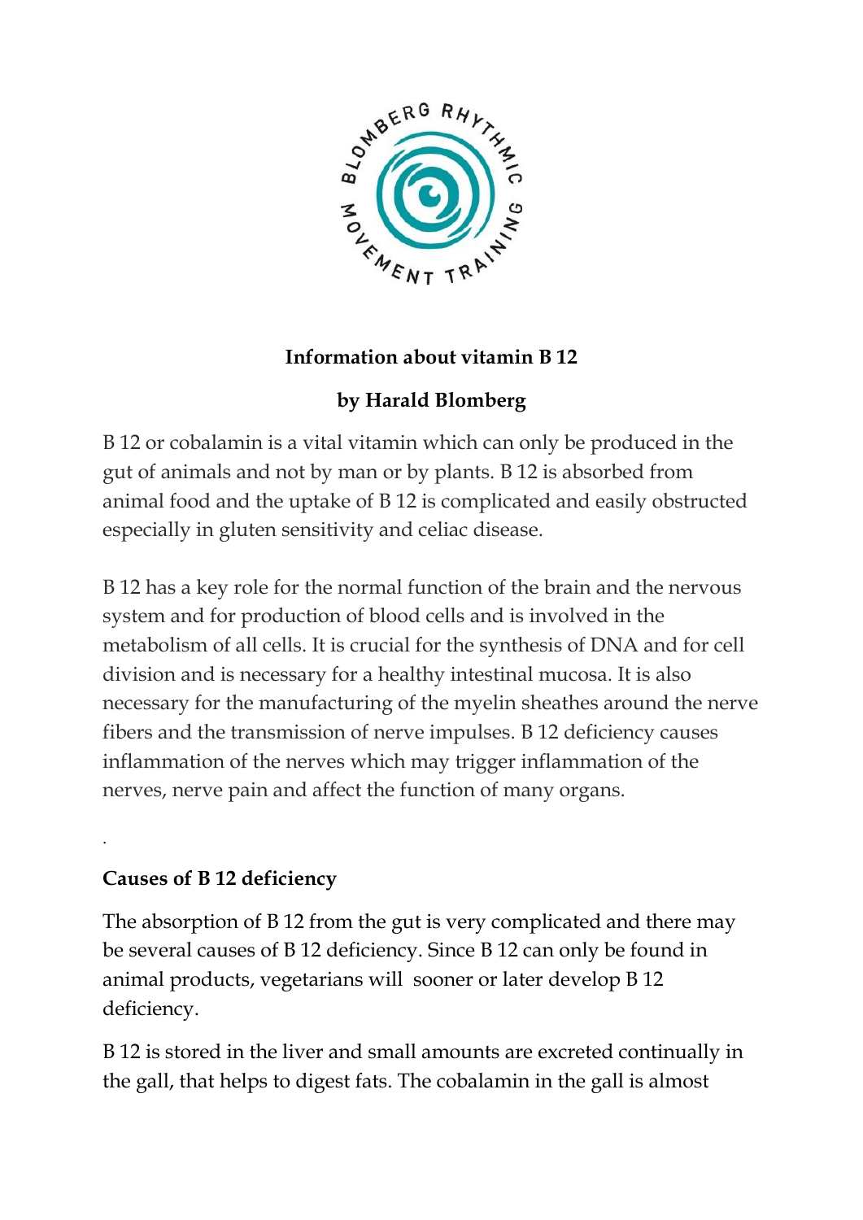**Information about vitamin B 12**

**by Harald Blomberg**

B 12 or cobalamin is a vital vitamin which can only be produced in the gut of animals and not by man or by plants. B 12 is absorbed from animal food and the uptake of B 12 is complicated and easily obstructed especially in gluten sensitivity and celiac disease.

B 12 has a key role for the normal function of the brain and the nervous system and for production of blood cells and is involved in the metabolism of all cells. It is crucial for the synthesis of DNA and for cell division and is necessary for a healthy intestinal mucosa. It is also necessary for the manufacturing of the myelin sheathes around the nerve fibers and the transmission of nerve impulses. B 12 deficiency causes inflammation of the nerves which may trigger inflammation of the nerves, nerve pain and affect the function of many organs.

.

**Causes of B 12 deficiency**

The absorption of B 12 from the gut is very complicated and there may be several causes of B 12 deficiency. Since B 12 can only be found in animal products, vegetarians will sooner or later develop B 12 deficiency.

B 12 is stored in the liver and small amounts are excreted continually in the gall, that helps to digest fats. The cobalamin in the gall is almost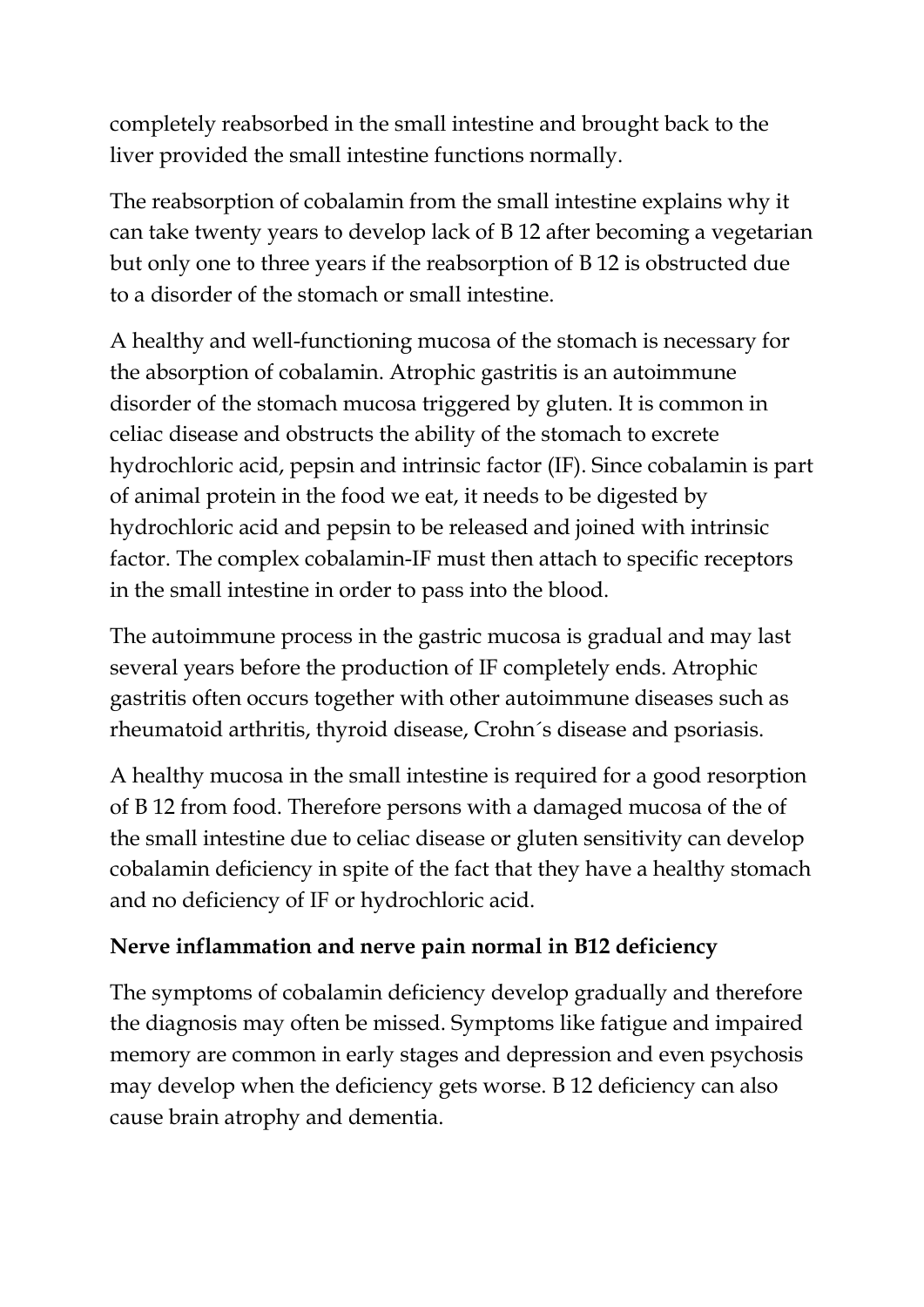completely reabsorbed in the small intestine and brought back to the liver provided the small intestine functions normally.

The reabsorption of cobalamin from the small intestine explains why it can take twenty years to develop lack of B 12 after becoming a vegetarian but only one to three years if the reabsorption of B 12 is obstructed due to a disorder of the stomach or small intestine.

A healthy and well-functioning mucosa of the stomach is necessary for the absorption of cobalamin. Atrophic gastritis is an autoimmune disorder of the stomach mucosa triggered by gluten. It is common in celiac disease and obstructs the ability of the stomach to excrete hydrochloric acid, pepsin and intrinsic factor (IF). Since cobalamin is part of animal protein in the food we eat, it needs to be digested by hydrochloric acid and pepsin to be released and joined with intrinsic factor. The complex cobalamin-IF must then attach to specific receptors in the small intestine in order to pass into the blood.

The autoimmune process in the gastric mucosa is gradual and may last several years before the production of IF completely ends. Atrophic gastritis often occurs together with other autoimmune diseases such as rheumatoid arthritis, thyroid disease, Crohn´s disease and psoriasis.

A healthy mucosa in the small intestine is required for a good resorption of B 12 from food. Therefore persons with a damaged mucosa of the of the small intestine due to celiac disease or gluten sensitivity can develop cobalamin deficiency in spite of the fact that they have a healthy stomach and no deficiency of IF or hydrochloric acid.

**Nerve inflammation and nerve pain normal in B12 deficiency**

The symptoms of cobalamin deficiency develop gradually and therefore the diagnosis may often be missed. Symptoms like fatigue and impaired memory are common in early stages and depression and even psychosis may develop when the deficiency gets worse. B 12 deficiency can also cause brain atrophy and dementia.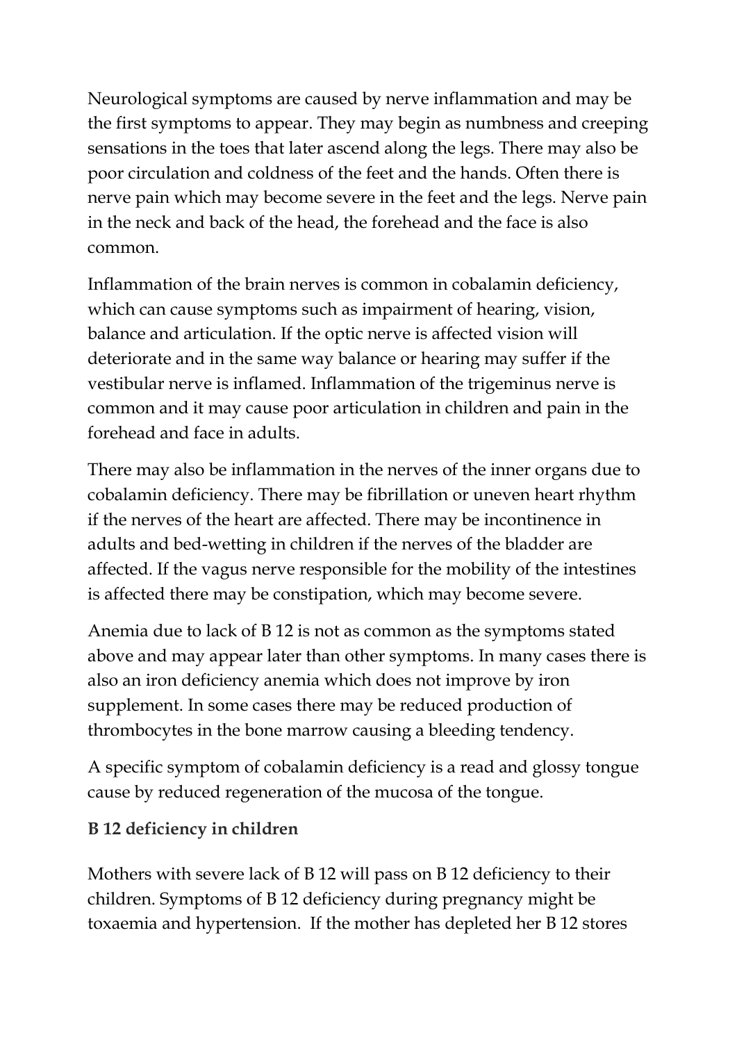Neurological symptoms are caused by nerve inflammation and may be the first symptoms to appear. They may begin as numbness and creeping sensations in the toes that later ascend along the legs. There may also be poor circulation and coldness of the feet and the hands. Often there is nerve pain which may become severe in the feet and the legs. Nerve pain in the neck and back of the head, the forehead and the face is also common.

Inflammation of the brain nerves is common in cobalamin deficiency, which can cause symptoms such as impairment of hearing, vision, balance and articulation. If the optic nerve is affected vision will deteriorate and in the same way balance or hearing may suffer if the vestibular nerve is inflamed. Inflammation of the trigeminus nerve is common and it may cause poor articulation in children and pain in the forehead and face in adults.

There may also be inflammation in the nerves of the inner organs due to cobalamin deficiency. There may be fibrillation or uneven heart rhythm if the nerves of the heart are affected. There may be incontinence in adults and bed-wetting in children if the nerves of the bladder are affected. If the vagus nerve responsible for the mobility of the intestines is affected there may be constipation, which may become severe.

Anemia due to lack of B 12 is not as common as the symptoms stated above and may appear later than other symptoms. In many cases there is also an iron deficiency anemia which does not improve by iron supplement. In some cases there may be reduced production of thrombocytes in the bone marrow causing a bleeding tendency.

A specific symptom of cobalamin deficiency is a read and glossy tongue cause by reduced regeneration of the mucosa of the tongue.

**B 12 deficiency in children**

Mothers with severe lack of B 12 will pass on B 12 deficiency to their children. Symptoms of B 12 deficiency during pregnancy might be toxaemia and hypertension. If the mother has depleted her B 12 stores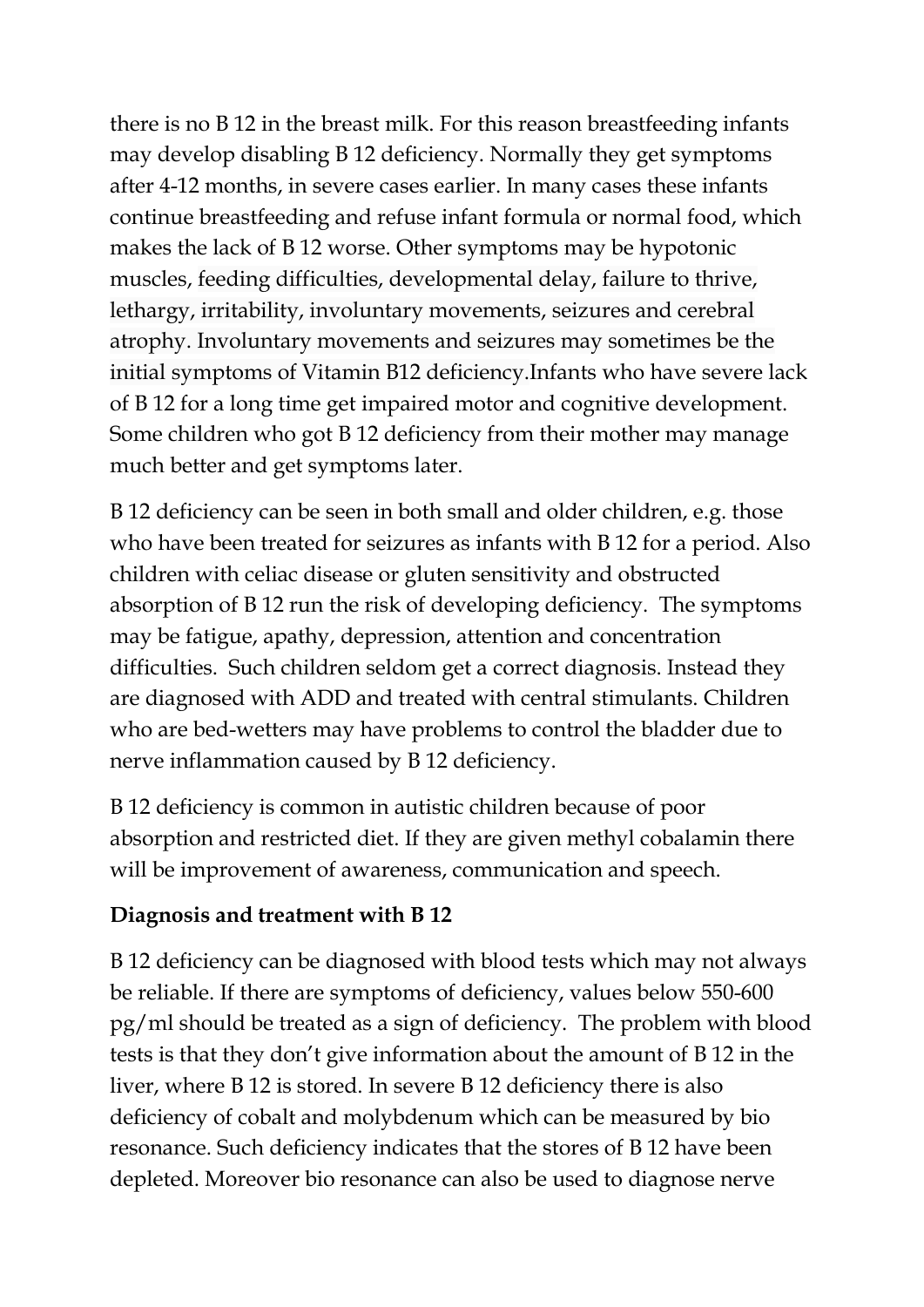there is no B 12 in the breast milk. For this reason breastfeeding infants may develop disabling B 12 deficiency. Normally they get symptoms after 4-12 months, in severe cases earlier. In many cases these infants continue breastfeeding and refuse infant formula or normal food, which makes the lack of B 12 worse. Other symptoms may be hypotonic muscles, feeding difficulties, developmental delay, failure to thrive, lethargy, irritability, involuntary movements, seizures and cerebral atrophy. Involuntary movements and seizures may sometimes be the initial symptoms of Vitamin B12 deficiency.Infants who have severe lack of B 12 for a long time get impaired motor and cognitive development. Some children who got B 12 deficiency from their mother may manage much better and get symptoms later.

B 12 deficiency can be seen in both small and older children, e.g. those who have been treated for seizures as infants with B 12 for a period. Also children with celiac disease or gluten sensitivity and obstructed absorption of B 12 run the risk of developing deficiency. The symptoms may be fatigue, apathy, depression, attention and concentration difficulties. Such children seldom get a correct diagnosis. Instead they are diagnosed with ADD and treated with central stimulants. Children who are bed-wetters may have problems to control the bladder due to nerve inflammation caused by B 12 deficiency.

B 12 deficiency is common in autistic children because of poor absorption and restricted diet. If they are given methyl cobalamin there will be improvement of awareness, communication and speech.

**Diagnosis and treatment with B 12**

B 12 deficiency can be diagnosed with blood tests which may not always be reliable. If there are symptoms of deficiency, values below 550-600 pg/ml should be treated as a sign of deficiency. The problem with blood tests is that they don't give information about the amount of B 12 in the liver, where B 12 is stored. In severe B 12 deficiency there is also deficiency of cobalt and molybdenum which can be measured by bio resonance. Such deficiency indicates that the stores of B 12 have been depleted. Moreover bio resonance can also be used to diagnose nerve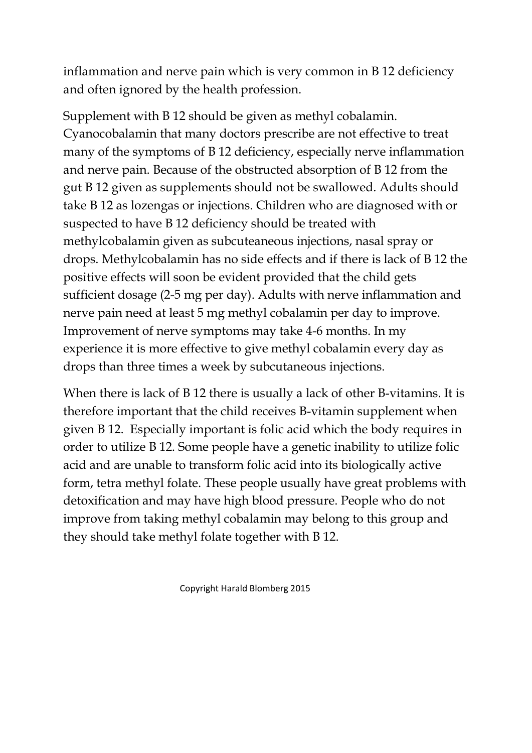inflammation and nerve pain which is very common in B 12 deficiency and often ignored by the health profession.

Supplement with B 12 should be given as methyl cobalamin. Cyanocobalamin that many doctors prescribe are not effective to treat many of the symptoms of B 12 deficiency, especially nerve inflammation and nerve pain. Because of the obstructed absorption of B 12 from the gut B 12 given as supplements should not be swallowed. Adults should take B 12 as lozengas or injections. Children who are diagnosed with or suspected to have B 12 deficiency should be treated with methylcobalamin given as subcuteaneous injections, nasal spray or drops. Methylcobalamin has no side effects and if there is lack of B 12 the positive effects will soon be evident provided that the child gets sufficient dosage (2-5 mg per day). Adults with nerve inflammation and nerve pain need at least 5 mg methyl cobalamin per day to improve. Improvement of nerve symptoms may take 4-6 months. In my experience it is more effective to give methyl cobalamin every day as drops than three times a week by subcutaneous injections.

When there is lack of B 12 there is usually a lack of other B-vitamins. It is therefore important that the child receives B-vitamin supplement when given B 12. Especially important is folic acid which the body requires in order to utilize B 12. Some people have a genetic inability to utilize folic acid and are unable to transform folic acid into its biologically active form, tetra methyl folate. These people usually have great problems with detoxification and may have high blood pressure. People who do not improve from taking methyl cobalamin may belong to this group and they should take methyl folate together with B 12.

Copyright Harald Blomberg 2015